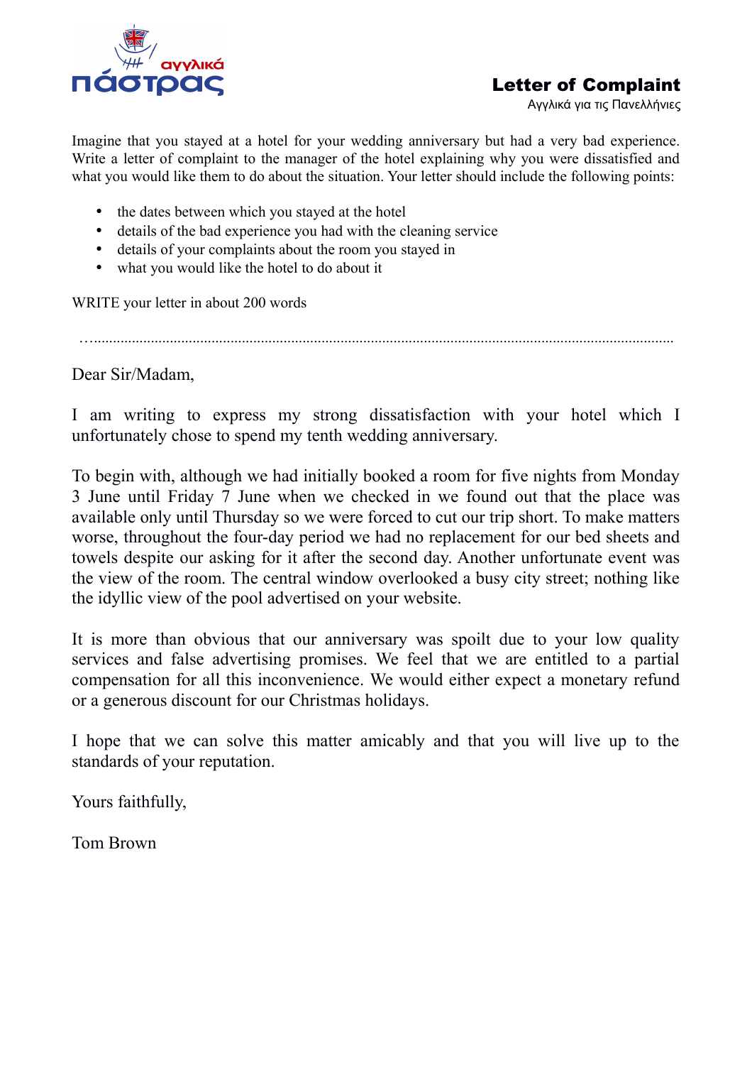# Letter of Complaint

Αγγλικά για τις Πανελλήνιες

Imagine that you stayed at a hotel for your wedding anniversary but had a very bad experience. Write a letter of complaint to the manager of the hotel explaining why you were dissatisfied and what you would like them to do about the situation. Your letter should include the following points:

- the dates between which you stayed at the hotel
- details of the bad experience you had with the cleaning service
- details of your complaints about the room you stayed in
- what you would like the hotel to do about it

WRITE your letter in about 200 words

…......................................................................................................................................................

Dear Sir/Madam,

I am writing to express my strong dissatisfaction with your hotel which I unfortunately chose to spend my tenth wedding anniversary.

To begin with, although we had initially booked a room for five nights from Monday 3 June until Friday 7 June when we checked in we found out that the place was available only until Thursday so we were forced to cut our trip short. To make matters worse, throughout the four-day period we had no replacement for our bed sheets and towels despite our asking for it after the second day. Another unfortunate event was the view of the room. The central window overlooked a busy city street; nothing like the idyllic view of the pool advertised on your website.

It is more than obvious that our anniversary was spoilt due to your low quality services and false advertising promises. We feel that we are entitled to a partial compensation for all this inconvenience. We would either expect a monetary refund or a generous discount for our Christmas holidays.

I hope that we can solve this matter amicably and that you will live up to the standards of your reputation.

Yours faithfully,

Tom Brown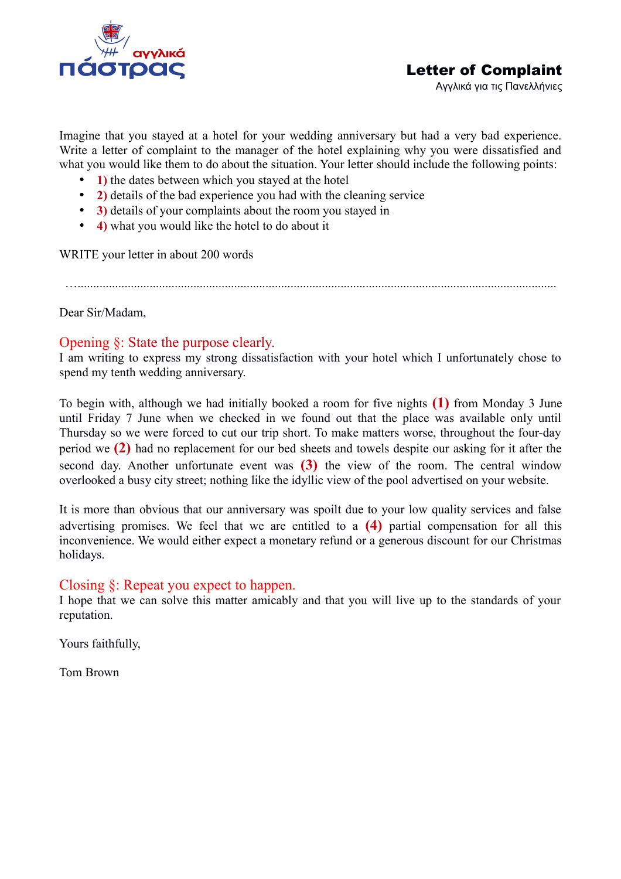# Letter of Complaint

Αγγλικά για τις Πανελλήνιες

Imagine that you stayed at a hotel for your wedding anniversary but had a very bad experience. Write a letter of complaint to the manager of the hotel explaining why you were dissatisfied and what you would like them to do about the situation. Your letter should include the following points:

- **1)** the dates between which you stayed at the hotel
- **2)** details of the bad experience you had with the cleaning service
- **3)** details of your complaints about the room you stayed in
- **4)** what you would like the hotel to do about it

WRITE your letter in about 200 words

…........................................................................................................................................................

Dear Sir/Madam,

Opening §: State the purpose clearly.

I am writing to express my strong dissatisfaction with your hotel which I unfortunately chose to spend my tenth wedding anniversary.

To begin with, although we had initially booked a room for five nights **(1)** from Monday 3 June until Friday 7 June when we checked in we found out that the place was available only until Thursday so we were forced to cut our trip short. To make matters worse, throughout the four-day period we **(2)** had no replacement for our bed sheets and towels despite our asking for it after the second day. Another unfortunate event was **(3)** the view of the room. The central window overlooked a busy city street; nothing like the idyllic view of the pool advertised on your website.

It is more than obvious that our anniversary was spoilt due to your low quality services and false advertising promises. We feel that we are entitled to a **(4)** partial compensation for all this inconvenience. We would either expect a monetary refund or a generous discount for our Christmas holidays.

Closing §: Repeat you expect to happen.

I hope that we can solve this matter amicably and that you will live up to the standards of your reputation.

Yours faithfully,

Tom Brown